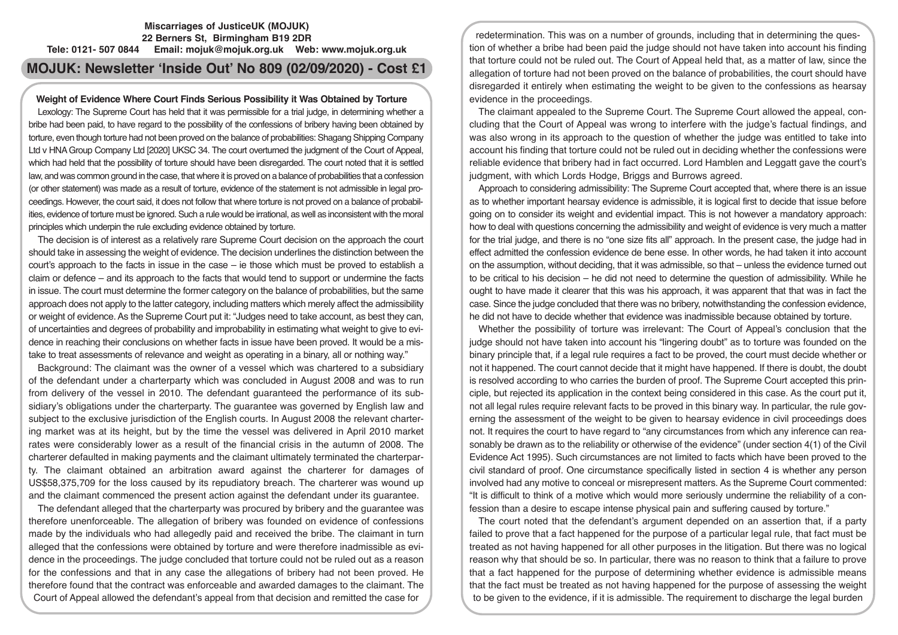**Miscarriages of JusticeUK (MOJUK)**
**22 Berners St, Birmingham B19 2DR**
**Tele: 0121- 507 0844 Email: mojuk@mojuk.org.uk Web: www.mojuk.org.uk**

# MOJUK: Newsletter 'Inside Out' No 809 (02/09/2020) - Cost £1

## Weight of Evidence Where Court Finds Serious Possibility it Was Obtained by Torture

Lexology: The Supreme Court has held that it was permissible for a trial judge, in determining whether a bribe had been paid, to have regard to the possibility of the confessions of bribery having been obtained by torture, even though torture had not been proved on the balance of probabilities: Shagang Shipping Company Ltd v HNA Group Company Ltd [2020] UKSC 34. The court overturned the judgment of the Court of Appeal, which had held that the possibility of torture should have been disregarded. The court noted that it is settled law, and was common ground in the case, that where it is proved on a balance of probabilities that a confession (or other statement) was made as a result of torture, evidence of the statement is not admissible in legal proceedings. However, the court said, it does not follow that where torture is not proved on a balance of probabilities, evidence of torture must be ignored. Such a rule would be irrational, as well as inconsistent with the moral principles which underpin the rule excluding evidence obtained by torture.

The decision is of interest as a relatively rare Supreme Court decision on the approach the court should take in assessing the weight of evidence. The decision underlines the distinction between the court's approach to the facts in issue in the case – ie those which must be proved to establish a claim or defence – and its approach to the facts that would tend to support or undermine the facts in issue. The court must determine the former category on the balance of probabilities, but the same approach does not apply to the latter category, including matters which merely affect the admissibility or weight of evidence. As the Supreme Court put it: "Judges need to take account, as best they can, of uncertainties and degrees of probability and improbability in estimating what weight to give to evidence in reaching their conclusions on whether facts in issue have been proved. It would be a mistake to treat assessments of relevance and weight as operating in a binary, all or nothing way."

Background: The claimant was the owner of a vessel which was chartered to a subsidiary of the defendant under a charterparty which was concluded in August 2008 and was to run from delivery of the vessel in 2010. The defendant guaranteed the performance of its subsidiary's obligations under the charterparty. The guarantee was governed by English law and subject to the exclusive jurisdiction of the English courts. In August 2008 the relevant chartering market was at its height, but by the time the vessel was delivered in April 2010 market rates were considerably lower as a result of the financial crisis in the autumn of 2008. The charterer defaulted in making payments and the claimant ultimately terminated the charterparty. The claimant obtained an arbitration award against the charterer for damages of US$58,375,709 for the loss caused by its repudiatory breach. The charterer was wound up and the claimant commenced the present action against the defendant under its guarantee.

The defendant alleged that the charterparty was procured by bribery and the guarantee was therefore unenforceable. The allegation of bribery was founded on evidence of confessions made by the individuals who had allegedly paid and received the bribe. The claimant in turn alleged that the confessions were obtained by torture and were therefore inadmissible as evidence in the proceedings. The judge concluded that torture could not be ruled out as a reason for the confessions and that in any case the allegations of bribery had not been proved. He therefore found that the contract was enforceable and awarded damages to the claimant. The Court of Appeal allowed the defendant's appeal from that decision and remitted the case for redetermination. This was on a number of grounds, including that in determining the question of whether a bribe had been paid the judge should not have taken into account his finding that torture could not be ruled out. The Court of Appeal held that, as a matter of law, since the allegation of torture had not been proved on the balance of probabilities, the court should have disregarded it entirely when estimating the weight to be given to the confessions as hearsay evidence in the proceedings.

The claimant appealed to the Supreme Court. The Supreme Court allowed the appeal, concluding that the Court of Appeal was wrong to interfere with the judge's factual findings, and was also wrong in its approach to the question of whether the judge was entitled to take into account his finding that torture could not be ruled out in deciding whether the confessions were reliable evidence that bribery had in fact occurred. Lord Hamblen and Leggatt gave the court's judgment, with which Lords Hodge, Briggs and Burrows agreed.

Approach to considering admissibility: The Supreme Court accepted that, where there is an issue as to whether important hearsay evidence is admissible, it is logical first to decide that issue before going on to consider its weight and evidential impact. This is not however a mandatory approach: how to deal with questions concerning the admissibility and weight of evidence is very much a matter for the trial judge, and there is no "one size fits all" approach. In the present case, the judge had in effect admitted the confession evidence de bene esse. In other words, he had taken it into account on the assumption, without deciding, that it was admissible, so that – unless the evidence turned out to be critical to his decision – he did not need to determine the question of admissibility. While he ought to have made it clearer that this was his approach, it was apparent that that was in fact the case. Since the judge concluded that there was no bribery, notwithstanding the confession evidence, he did not have to decide whether that evidence was inadmissible because obtained by torture.

Whether the possibility of torture was irrelevant: The Court of Appeal's conclusion that the judge should not have taken into account his "lingering doubt" as to torture was founded on the binary principle that, if a legal rule requires a fact to be proved, the court must decide whether or not it happened. The court cannot decide that it might have happened. If there is doubt, the doubt is resolved according to who carries the burden of proof. The Supreme Court accepted this principle, but rejected its application in the context being considered in this case. As the court put it, not all legal rules require relevant facts to be proved in this binary way. In particular, the rule governing the assessment of the weight to be given to hearsay evidence in civil proceedings does not. It requires the court to have regard to "any circumstances from which any inference can reasonably be drawn as to the reliability or otherwise of the evidence" (under section 4(1) of the Civil Evidence Act 1995). Such circumstances are not limited to facts which have been proved to the civil standard of proof. One circumstance specifically listed in section 4 is whether any person involved had any motive to conceal or misrepresent matters. As the Supreme Court commented: "It is difficult to think of a motive which would more seriously undermine the reliability of a confession than a desire to escape intense physical pain and suffering caused by torture."

The court noted that the defendant's argument depended on an assertion that, if a party failed to prove that a fact happened for the purpose of a particular legal rule, that fact must be treated as not having happened for all other purposes in the litigation. But there was no logical reason why that should be so. In particular, there was no reason to think that a failure to prove that a fact happened for the purpose of determining whether evidence is admissible means that the fact must be treated as not having happened for the purpose of assessing the weight to be given to the evidence, if it is admissible. The requirement to discharge the legal burden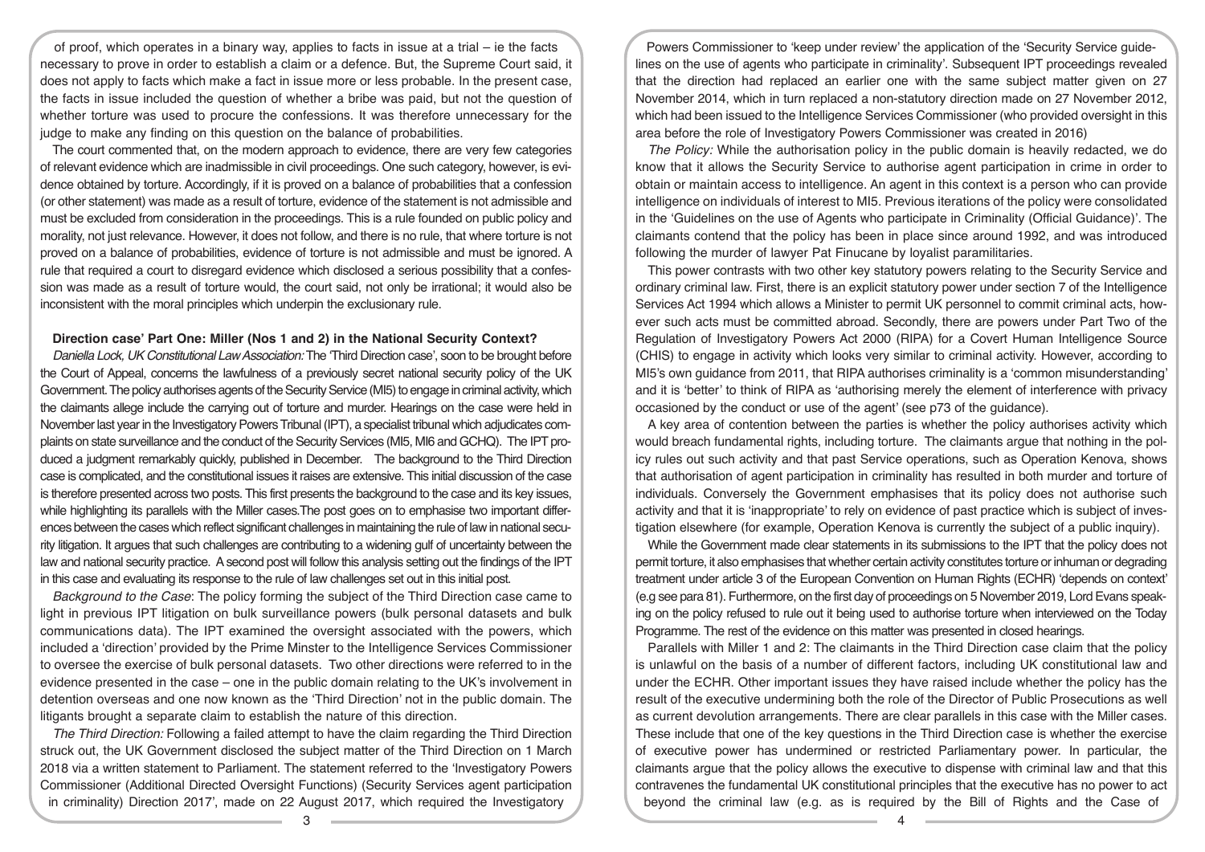of proof, which operates in a binary way, applies to facts in issue at a trial – ie the facts necessary to prove in order to establish a claim or a defence. But, the Supreme Court said, it does not apply to facts which make a fact in issue more or less probable. In the present case, the facts in issue included the question of whether a bribe was paid, but not the question of whether torture was used to procure the confessions. It was therefore unnecessary for the judge to make any finding on this question on the balance of probabilities.

The court commented that, on the modern approach to evidence, there are very few categories of relevant evidence which are inadmissible in civil proceedings. One such category, however, is evidence obtained by torture. Accordingly, if it is proved on a balance of probabilities that a confession (or other statement) was made as a result of torture, evidence of the statement is not admissible and must be excluded from consideration in the proceedings. This is a rule founded on public policy and morality, not just relevance. However, it does not follow, and there is no rule, that where torture is not proved on a balance of probabilities, evidence of torture is not admissible and must be ignored. A rule that required a court to disregard evidence which disclosed a serious possibility that a confession was made as a result of torture would, the court said, not only be irrational; it would also be inconsistent with the moral principles which underpin the exclusionary rule.

**Direction case' Part One: Miller (Nos 1 and 2) in the National Security Context?**

*Daniella Lock, UK Constitutional Law Association:* The 'Third Direction case', soon to be brought before the Court of Appeal, concerns the lawfulness of a previously secret national security policy of the UK Government. The policy authorises agents of the Security Service (MI5) to engage in criminal activity, which the claimants allege include the carrying out of torture and murder. Hearings on the case were held in November last year in the Investigatory Powers Tribunal (IPT), a specialist tribunal which adjudicates complaints on state surveillance and the conduct of the Security Services (MI5, MI6 and GCHQ). The IPT produced a judgment remarkably quickly, published in December. The background to the Third Direction case is complicated, and the constitutional issues it raises are extensive. This initial discussion of the case is therefore presented across two posts. This first presents the background to the case and its key issues, while highlighting its parallels with the Miller cases.The post goes on to emphasise two important differences between the cases which reflect significant challenges in maintaining the rule of law in national security litigation. It argues that such challenges are contributing to a widening gulf of uncertainty between the law and national security practice. A second post will follow this analysis setting out the findings of the IPT in this case and evaluating its response to the rule of law challenges set out in this initial post.

*Background to the Case*: The policy forming the subject of the Third Direction case came to light in previous IPT litigation on bulk surveillance powers (bulk personal datasets and bulk communications data). The IPT examined the oversight associated with the powers, which included a 'direction' provided by the Prime Minister to the Intelligence Services Commissioner to oversee the exercise of bulk personal datasets. Two other directions were referred to in the evidence presented in the case – one in the public domain relating to the UK's involvement in detention overseas and one now known as the 'Third Direction' not in the public domain. The litigants brought a separate claim to establish the nature of this direction.

*The Third Direction:* Following a failed attempt to have the claim regarding the Third Direction struck out, the UK Government disclosed the subject matter of the Third Direction on 1 March 2018 via a written statement to Parliament. The statement referred to the 'Investigatory Powers Commissioner (Additional Directed Oversight Functions) (Security Services agent participation in criminality) Direction 2017', made on 22 August 2017, which required the Investigatory Powers Commissioner to 'keep under review' the application of the 'Security Service guidelines on the use of agents who participate in criminality'. Subsequent IPT proceedings revealed that the direction had replaced an earlier one with the same subject matter given on 27 November 2014, which in turn replaced a non-statutory direction made on 27 November 2012, which had been issued to the Intelligence Services Commissioner (who provided oversight in this area before the role of Investigatory Powers Commissioner was created in 2016)

*The Policy:* While the authorisation policy in the public domain is heavily redacted, we do know that it allows the Security Service to authorise agent participation in crime in order to obtain or maintain access to intelligence. An agent in this context is a person who can provide intelligence on individuals of interest to MI5. Previous iterations of the policy were consolidated in the 'Guidelines on the use of Agents who participate in Criminality (Official Guidance)'. The claimants contend that the policy has been in place since around 1992, and was introduced following the murder of lawyer Pat Finucane by loyalist paramilitaries.

This power contrasts with two other key statutory powers relating to the Security Service and ordinary criminal law. First, there is an explicit statutory power under section 7 of the Intelligence Services Act 1994 which allows a Minister to permit UK personnel to commit criminal acts, however such acts must be committed abroad. Secondly, there are powers under Part Two of the Regulation of Investigatory Powers Act 2000 (RIPA) for a Covert Human Intelligence Source (CHIS) to engage in activity which looks very similar to criminal activity. However, according to MI5's own guidance from 2011, that RIPA authorises criminality is a 'common misunderstanding' and it is 'better' to think of RIPA as 'authorising merely the element of interference with privacy occasioned by the conduct or use of the agent' (see p73 of the guidance).

A key area of contention between the parties is whether the policy authorises activity which would breach fundamental rights, including torture. The claimants argue that nothing in the policy rules out such activity and that past Service operations, such as Operation Kenova, shows that authorisation of agent participation in criminality has resulted in both murder and torture of individuals. Conversely the Government emphasises that its policy does not authorise such activity and that it is 'inappropriate' to rely on evidence of past practice which is subject of investigation elsewhere (for example, Operation Kenova is currently the subject of a public inquiry).

While the Government made clear statements in its submissions to the IPT that the policy does not permit torture, it also emphasises that whether certain activity constitutes torture or inhuman or degrading treatment under article 3 of the European Convention on Human Rights (ECHR) 'depends on context' (e.g see para 81). Furthermore, on the first day of proceedings on 5 November 2019, Lord Evans speaking on the policy refused to rule out it being used to authorise torture when interviewed on the Today Programme. The rest of the evidence on this matter was presented in closed hearings.

Parallels with Miller 1 and 2: The claimants in the Third Direction case claim that the policy is unlawful on the basis of a number of different factors, including UK constitutional law and under the ECHR. Other important issues they have raised include whether the policy has the result of the executive undermining both the role of the Director of Public Prosecutions as well as current devolution arrangements. There are clear parallels in this case with the Miller cases. These include that one of the key questions in the Third Direction case is whether the exercise of executive power has undermined or restricted Parliamentary power. In particular, the claimants argue that the policy allows the executive to dispense with criminal law and that this contravenes the fundamental UK constitutional principles that the executive has no power to act beyond the criminal law (e.g. as is required by the Bill of Rights and the Case of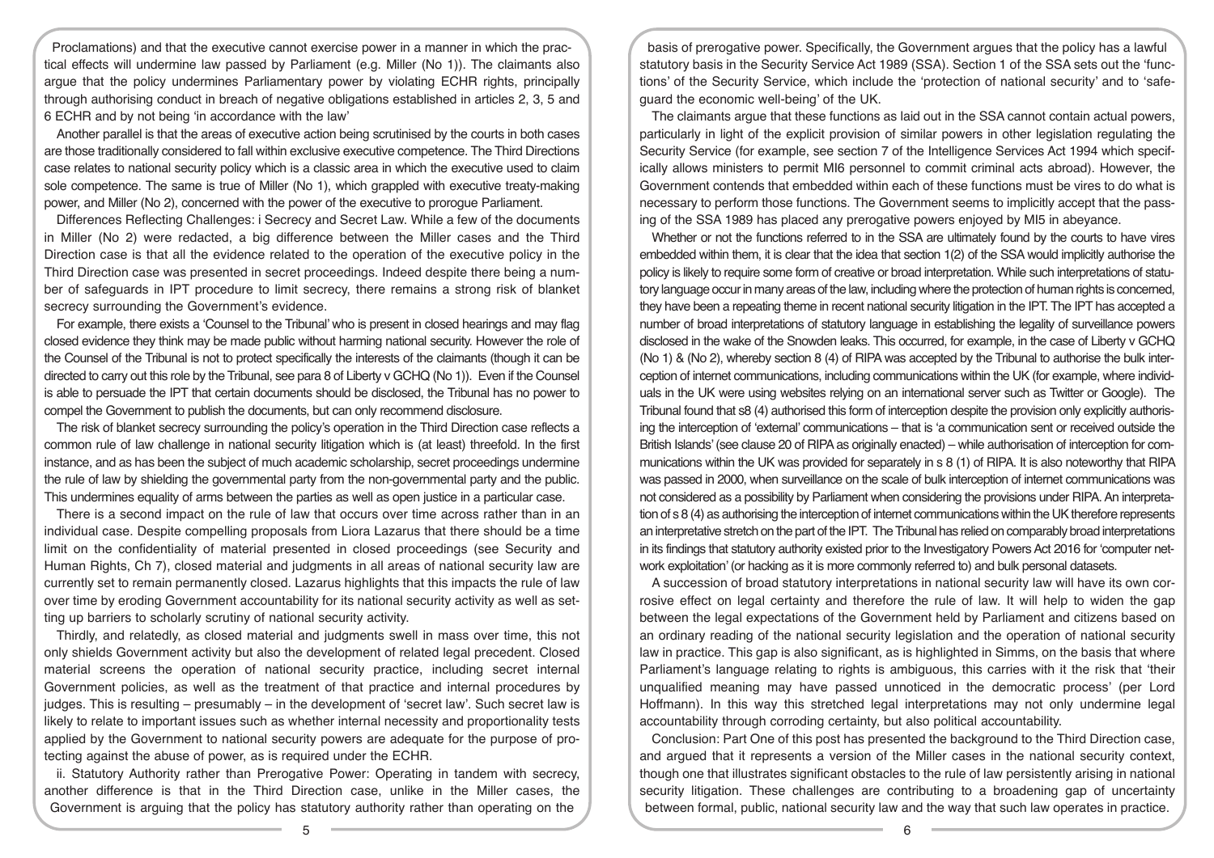Proclamations) and that the executive cannot exercise power in a manner in which the practical effects will undermine law passed by Parliament (e.g. Miller (No 1)). The claimants also argue that the policy undermines Parliamentary power by violating ECHR rights, principally through authorising conduct in breach of negative obligations established in articles 2, 3, 5 and 6 ECHR and by not being 'in accordance with the law'

Another parallel is that the areas of executive action being scrutinised by the courts in both cases are those traditionally considered to fall within exclusive executive competence. The Third Directions case relates to national security policy which is a classic area in which the executive used to claim sole competence. The same is true of Miller (No 1), which grappled with executive treaty-making power, and Miller (No 2), concerned with the power of the executive to prorogue Parliament.

Differences Reflecting Challenges: i Secrecy and Secret Law. While a few of the documents in Miller (No 2) were redacted, a big difference between the Miller cases and the Third Direction case is that all the evidence related to the operation of the executive policy in the Third Direction case was presented in secret proceedings. Indeed despite there being a number of safeguards in IPT procedure to limit secrecy, there remains a strong risk of blanket secrecy surrounding the Government's evidence.

For example, there exists a 'Counsel to the Tribunal' who is present in closed hearings and may flag closed evidence they think may be made public without harming national security. However the role of the Counsel of the Tribunal is not to protect specifically the interests of the claimants (though it can be directed to carry out this role by the Tribunal, see para 8 of Liberty v GCHQ (No 1)). Even if the Counsel is able to persuade the IPT that certain documents should be disclosed, the Tribunal has no power to compel the Government to publish the documents, but can only recommend disclosure.

The risk of blanket secrecy surrounding the policy's operation in the Third Direction case reflects a common rule of law challenge in national security litigation which is (at least) threefold. In the first instance, and as has been the subject of much academic scholarship, secret proceedings undermine the rule of law by shielding the governmental party from the non-governmental party and the public. This undermines equality of arms between the parties as well as open justice in a particular case.

There is a second impact on the rule of law that occurs over time across rather than in an individual case. Despite compelling proposals from Liora Lazarus that there should be a time limit on the confidentiality of material presented in closed proceedings (see Security and Human Rights, Ch 7), closed material and judgments in all areas of national security law are currently set to remain permanently closed. Lazarus highlights that this impacts the rule of law over time by eroding Government accountability for its national security activity as well as setting up barriers to scholarly scrutiny of national security activity.

Thirdly, and relatedly, as closed material and judgments swell in mass over time, this not only shields Government activity but also the development of related legal precedent. Closed material screens the operation of national security practice, including secret internal Government policies, as well as the treatment of that practice and internal procedures by judges. This is resulting – presumably – in the development of 'secret law'. Such secret law is likely to relate to important issues such as whether internal necessity and proportionality tests applied by the Government to national security powers are adequate for the purpose of protecting against the abuse of power, as is required under the ECHR.

ii. Statutory Authority rather than Prerogative Power: Operating in tandem with secrecy, another difference is that in the Third Direction case, unlike in the Miller cases, the Government is arguing that the policy has statutory authority rather than operating on the basis of prerogative power. Specifically, the Government argues that the policy has a lawful statutory basis in the Security Service Act 1989 (SSA). Section 1 of the SSA sets out the 'functions' of the Security Service, which include the 'protection of national security' and to 'safeguard the economic well-being' of the UK.

The claimants argue that these functions as laid out in the SSA cannot contain actual powers, particularly in light of the explicit provision of similar powers in other legislation regulating the Security Service (for example, see section 7 of the Intelligence Services Act 1994 which specifically allows ministers to permit MI6 personnel to commit criminal acts abroad). However, the Government contends that embedded within each of these functions must be vires to do what is necessary to perform those functions. The Government seems to implicitly accept that the passing of the SSA 1989 has placed any prerogative powers enjoyed by MI5 in abeyance.

Whether or not the functions referred to in the SSA are ultimately found by the courts to have vires embedded within them, it is clear that the idea that section 1(2) of the SSA would implicitly authorise the policy is likely to require some form of creative or broad interpretation. While such interpretations of statutory language occur in many areas of the law, including where the protection of human rights is concerned, they have been a repeating theme in recent national security litigation in the IPT. The IPT has accepted a number of broad interpretations of statutory language in establishing the legality of surveillance powers disclosed in the wake of the Snowden leaks. This occurred, for example, in the case of Liberty v GCHQ (No 1) & (No 2), whereby section 8 (4) of RIPA was accepted by the Tribunal to authorise the bulk interception of internet communications, including communications within the UK (for example, where individuals in the UK were using websites relying on an international server such as Twitter or Google). The Tribunal found that s8 (4) authorised this form of interception despite the provision only explicitly authorising the interception of 'external' communications – that is 'a communication sent or received outside the British Islands' (see clause 20 of RIPA as originally enacted) – while authorisation of interception for communications within the UK was provided for separately in s 8 (1) of RIPA. It is also noteworthy that RIPA was passed in 2000, when surveillance on the scale of bulk interception of internet communications was not considered as a possibility by Parliament when considering the provisions under RIPA. An interpretation of s 8 (4) as authorising the interception of internet communications within the UK therefore represents an interpretative stretch on the part of the IPT. The Tribunal has relied on comparably broad interpretations in its findings that statutory authority existed prior to the Investigatory Powers Act 2016 for 'computer network exploitation' (or hacking as it is more commonly referred to) and bulk personal datasets.

A succession of broad statutory interpretations in national security law will have its own corrosive effect on legal certainty and therefore the rule of law. It will help to widen the gap between the legal expectations of the Government held by Parliament and citizens based on an ordinary reading of the national security legislation and the operation of national security law in practice. This gap is also significant, as is highlighted in Simms, on the basis that where Parliament's language relating to rights is ambiguous, this carries with it the risk that 'their unqualified meaning may have passed unnoticed in the democratic process' (per Lord Hoffmann). In this way this stretched legal interpretations may not only undermine legal accountability through corroding certainty, but also political accountability.

Conclusion: Part One of this post has presented the background to the Third Direction case, and argued that it represents a version of the Miller cases in the national security context, though one that illustrates significant obstacles to the rule of law persistently arising in national security litigation. These challenges are contributing to a broadening gap of uncertainty between formal, public, national security law and the way that such law operates in practice.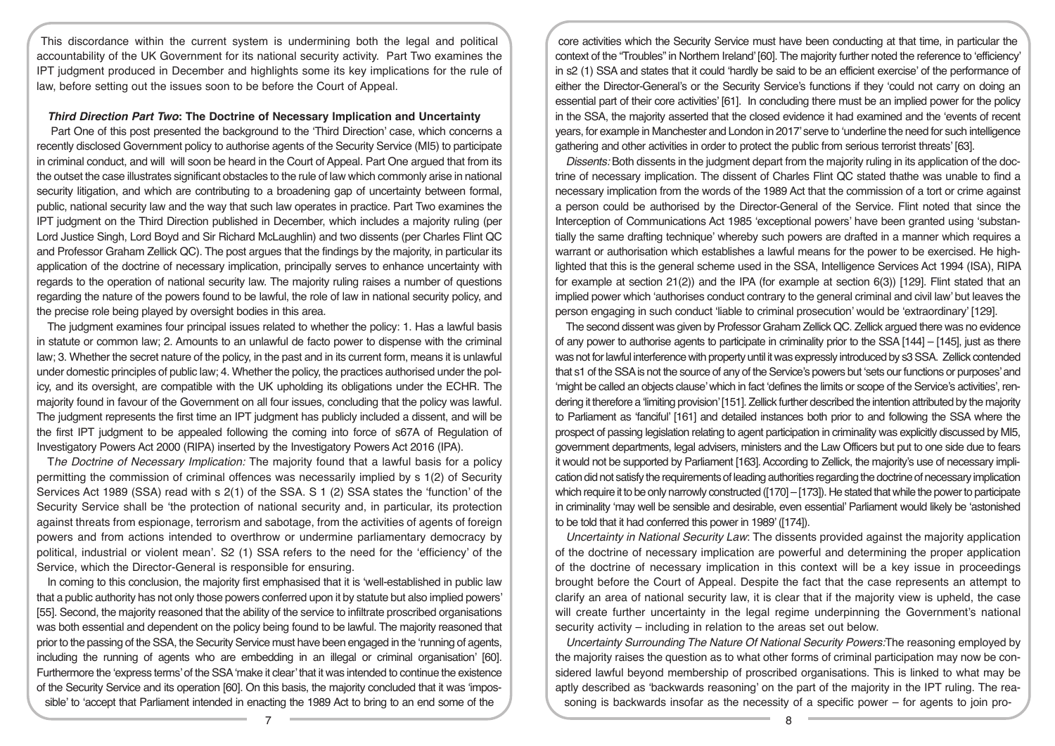This discordance within the current system is undermining both the legal and political accountability of the UK Government for its national security activity. Part Two examines the IPT judgment produced in December and highlights some its key implications for the rule of law, before setting out the issues soon to be before the Court of Appeal.

### *Third Direction Part Two*: The Doctrine of Necessary Implication and Uncertainty

Part One of this post presented the background to the 'Third Direction' case, which concerns a recently disclosed Government policy to authorise agents of the Security Service (MI5) to participate in criminal conduct, and will will soon be heard in the Court of Appeal. Part One argued that from its the outset the case illustrates significant obstacles to the rule of law which commonly arise in national security litigation, and which are contributing to a broadening gap of uncertainty between formal, public, national security law and the way that such law operates in practice. Part Two examines the IPT judgment on the Third Direction published in December, which includes a majority ruling (per Lord Justice Singh, Lord Boyd and Sir Richard McLaughlin) and two dissents (per Charles Flint QC and Professor Graham Zellick QC). The post argues that the findings by the majority, in particular its application of the doctrine of necessary implication, principally serves to enhance uncertainty with regards to the operation of national security law. The majority ruling raises a number of questions regarding the nature of the powers found to be lawful, the role of law in national security policy, and the precise role being played by oversight bodies in this area.

The judgment examines four principal issues related to whether the policy: 1. Has a lawful basis in statute or common law; 2. Amounts to an unlawful de facto power to dispense with the criminal law; 3. Whether the secret nature of the policy, in the past and in its current form, means it is unlawful under domestic principles of public law; 4. Whether the policy, the practices authorised under the policy, and its oversight, are compatible with the UK upholding its obligations under the ECHR. The majority found in favour of the Government on all four issues, concluding that the policy was lawful. The judgment represents the first time an IPT judgment has publicly included a dissent, and will be the first IPT judgment to be appealed following the coming into force of s67A of Regulation of Investigatory Powers Act 2000 (RIPA) inserted by the Investigatory Powers Act 2016 (IPA).

*The Doctrine of Necessary Implication:* The majority found that a lawful basis for a policy permitting the commission of criminal offences was necessarily implied by s 1(2) of Security Services Act 1989 (SSA) read with s 2(1) of the SSA. S 1 (2) SSA states the 'function' of the Security Service shall be 'the protection of national security and, in particular, its protection against threats from espionage, terrorism and sabotage, from the activities of agents of foreign powers and from actions intended to overthrow or undermine parliamentary democracy by political, industrial or violent mean'. S2 (1) SSA refers to the need for the 'efficiency' of the Service, which the Director-General is responsible for ensuring.

In coming to this conclusion, the majority first emphasised that it is 'well-established in public law that a public authority has not only those powers conferred upon it by statute but also implied powers' [55]. Second, the majority reasoned that the ability of the service to infiltrate proscribed organisations was both essential and dependent on the policy being found to be lawful. The majority reasoned that prior to the passing of the SSA, the Security Service must have been engaged in the 'running of agents, including the running of agents who are embedding in an illegal or criminal organisation' [60]. Furthermore the 'express terms' of the SSA 'make it clear' that it was intended to continue the existence of the Security Service and its operation [60]. On this basis, the majority concluded that it was 'impossible' to 'accept that Parliament intended in enacting the 1989 Act to bring to an end some of the core activities which the Security Service must have been conducting at that time, in particular the context of the "Troubles" in Northern Ireland' [60]. The majority further noted the reference to 'efficiency' in s2 (1) SSA and states that it could 'hardly be said to be an efficient exercise' of the performance of either the Director-General's or the Security Service's functions if they 'could not carry on doing an essential part of their core activities' [61]. In concluding there must be an implied power for the policy in the SSA, the majority asserted that the closed evidence it had examined and the 'events of recent years, for example in Manchester and London in 2017' serve to 'underline the need for such intelligence gathering and other activities in order to protect the public from serious terrorist threats' [63].

*Dissents:* Both dissents in the judgment depart from the majority ruling in its application of the doctrine of necessary implication. The dissent of Charles Flint QC stated thathe was unable to find a necessary implication from the words of the 1989 Act that the commission of a tort or crime against a person could be authorised by the Director-General of the Service. Flint noted that since the Interception of Communications Act 1985 'exceptional powers' have been granted using 'substantially the same drafting technique' whereby such powers are drafted in a manner which requires a warrant or authorisation which establishes a lawful means for the power to be exercised. He highlighted that this is the general scheme used in the SSA, Intelligence Services Act 1994 (ISA), RIPA for example at section 21(2)) and the IPA (for example at section 6(3)) [129]. Flint stated that an implied power which 'authorises conduct contrary to the general criminal and civil law' but leaves the person engaging in such conduct 'liable to criminal prosecution' would be 'extraordinary' [129].

The second dissent was given by Professor Graham Zellick QC. Zellick argued there was no evidence of any power to authorise agents to participate in criminality prior to the SSA [144] – [145], just as there was not for lawful interference with property until it was expressly introduced by s3 SSA. Zellick contended that s1 of the SSA is not the source of any of the Service's powers but 'sets our functions or purposes' and 'might be called an objects clause' which in fact 'defines the limits or scope of the Service's activities', rendering it therefore a 'limiting provision' [151]. Zellick further described the intention attributed by the majority to Parliament as 'fanciful' [161] and detailed instances both prior to and following the SSA where the prospect of passing legislation relating to agent participation in criminality was explicitly discussed by MI5, government departments, legal advisers, ministers and the Law Officers but put to one side due to fears it would not be supported by Parliament [163]. According to Zellick, the majority's use of necessary implication did not satisfy the requirements of leading authorities regarding the doctrine of necessary implication which require it to be only narrowly constructed ([170] – [173]). He stated that while the power to participate in criminality 'may well be sensible and desirable, even essential' Parliament would likely be 'astonished to be told that it had conferred this power in 1989' ([174]).

*Uncertainty in National Security Law*: The dissents provided against the majority application of the doctrine of necessary implication are powerful and determining the proper application of the doctrine of necessary implication in this context will be a key issue in proceedings brought before the Court of Appeal. Despite the fact that the case represents an attempt to clarify an area of national security law, it is clear that if the majority view is upheld, the case will create further uncertainty in the legal regime underpinning the Government's national security activity – including in relation to the areas set out below.

*Uncertainty Surrounding The Nature Of National Security Powers:*The reasoning employed by the majority raises the question as to what other forms of criminal participation may now be considered lawful beyond membership of proscribed organisations. This is linked to what may be aptly described as 'backwards reasoning' on the part of the majority in the IPT ruling. The reasoning is backwards insofar as the necessity of a specific power – for agents to join pro-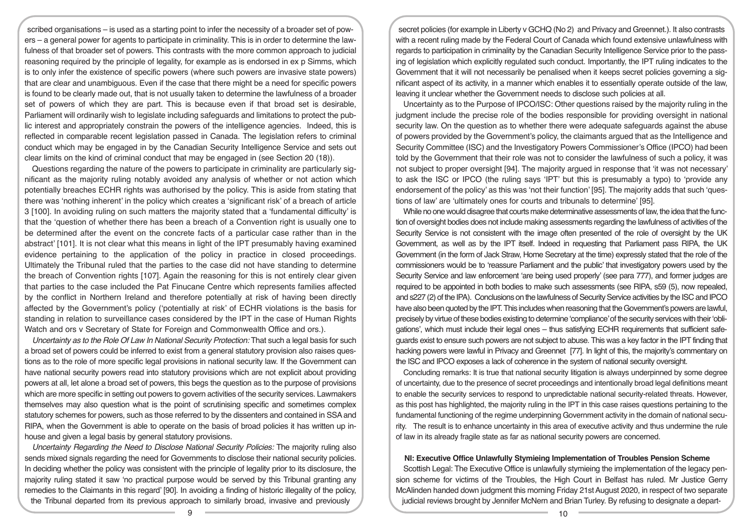scribed organisations – is used as a starting point to infer the necessity of a broader set of powers – a general power for agents to participate in criminality. This is in order to determine the lawfulness of that broader set of powers. This contrasts with the more common approach to judicial reasoning required by the principle of legality, for example as is endorsed in ex p Simms, which is to only infer the existence of specific powers (where such powers are invasive state powers) that are clear and unambiguous. Even if the case that there might be a need for specific powers is found to be clearly made out, that is not usually taken to determine the lawfulness of a broader set of powers of which they are part. This is because even if that broad set is desirable, Parliament will ordinarily wish to legislate including safeguards and limitations to protect the public interest and appropriately constrain the powers of the intelligence agencies. Indeed, this is reflected in comparable recent legislation passed in Canada. The legislation refers to criminal conduct which may be engaged in by the Canadian Security Intelligence Service and sets out clear limits on the kind of criminal conduct that may be engaged in (see Section 20 (18)).

Questions regarding the nature of the powers to participate in criminality are particularly significant as the majority ruling notably avoided any analysis of whether or not action which potentially breaches ECHR rights was authorised by the policy. This is aside from stating that there was 'nothing inherent' in the policy which creates a 'significant risk' of a breach of article 3 [100]. In avoiding ruling on such matters the majority stated that a 'fundamental difficulty' is that the 'question of whether there has been a breach of a Convention right is usually one to be determined after the event on the concrete facts of a particular case rather than in the abstract' [101]. It is not clear what this means in light of the IPT presumably having examined evidence pertaining to the application of the policy in practice in closed proceedings. Ultimately the Tribunal ruled that the parties to the case did not have standing to determine the breach of Convention rights [107]. Again the reasoning for this is not entirely clear given that parties to the case included the Pat Finucane Centre which represents families affected by the conflict in Northern Ireland and therefore potentially at risk of having been directly affected by the Government's policy ('potentially at risk' of ECHR violations is the basis for standing in relation to surveillance cases considered by the IPT in the case of Human Rights Watch and ors v Secretary of State for Foreign and Commonwealth Office and ors.).

*Uncertainty as to the Role Of Law In National Security Protection:* That such a legal basis for such a broad set of powers could be inferred to exist from a general statutory provision also raises questions as to the role of more specific legal provisions in national security law. If the Government can have national security powers read into statutory provisions which are not explicit about providing powers at all, let alone a broad set of powers, this begs the question as to the purpose of provisions which are more specific in setting out powers to govern activities of the security services. Lawmakers themselves may also question what is the point of scrutinising specific and sometimes complex statutory schemes for powers, such as those referred to by the dissenters and contained in SSA and RIPA, when the Government is able to operate on the basis of broad policies it has written up in-house and given a legal basis by general statutory provisions.

*Uncertainty Regarding the Need to Disclose National Security Policies:* The majority ruling also sends mixed signals regarding the need for Governments to disclose their national security policies. In deciding whether the policy was consistent with the principle of legality prior to its disclosure, the majority ruling stated it saw 'no practical purpose would be served by this Tribunal granting any remedies to the Claimants in this regard' [90]. In avoiding a finding of historic illegality of the policy, the Tribunal departed from its previous approach to similarly broad, invasive and previously secret policies (for example in Liberty v GCHQ (No 2) and Privacy and Greennet.). It also contrasts with a recent ruling made by the Federal Court of Canada which found extensive unlawfulness with regards to participation in criminality by the Canadian Security Intelligence Service prior to the passing of legislation which explicitly regulated such conduct. Importantly, the IPT ruling indicates to the Government that it will not necessarily be penalised when it keeps secret policies governing a significant aspect of its activity, in a manner which enables it to essentially operate outside of the law, leaving it unclear whether the Government needs to disclose such policies at all.

Uncertainty as to the Purpose of IPCO/ISC: Other questions raised by the majority ruling in the judgment include the precise role of the bodies responsible for providing oversight in national security law. On the question as to whether there were adequate safeguards against the abuse of powers provided by the Government's policy, the claimants argued that as the Intelligence and Security Committee (ISC) and the Investigatory Powers Commissioner's Office (IPCO) had been told by the Government that their role was not to consider the lawfulness of such a policy, it was not subject to proper oversight [94]. The majority argued in response that 'it was not necessary' to ask the ISC or IPCO (the ruling says 'IPT' but this is presumably a typo) to 'provide any endorsement of the policy' as this was 'not their function' [95]. The majority adds that such 'questions of law' are 'ultimately ones for courts and tribunals to determine' [95].

While no one would disagree that courts make determinative assessments of law, the idea that the function of oversight bodies does not include making assessments regarding the lawfulness of activities of the Security Service is not consistent with the image often presented of the role of oversight by the UK Government, as well as by the IPT itself. Indeed in requesting that Parliament pass RIPA, the UK Government (in the form of Jack Straw, Home Secretary at the time) expressly stated that the role of the commissioners would be to 'reassure Parliament and the public' that investigatory powers used by the Security Service and law enforcement 'are being used properly' (see para 777), and former judges are required to be appointed in both bodies to make such assessments (see RIPA, s59 (5), now repealed, and s227 (2) of the IPA). Conclusions on the lawfulness of Security Service activities by the ISC and IPCO have also been quoted by the IPT. This includes when reasoning that the Government's powers are lawful, precisely by virtue of these bodies existing to determine 'compliance' of the security services with their 'obligations', which must include their legal ones – thus satisfying ECHR requirements that sufficient safeguards exist to ensure such powers are not subject to abuse. This was a key factor in the IPT finding that hacking powers were lawful in Privacy and Greennet [77]. In light of this, the majority's commentary on the ISC and IPCO exposes a lack of coherence in the system of national security oversight.

Concluding remarks: It is true that national security litigation is always underpinned by some degree of uncertainty, due to the presence of secret proceedings and intentionally broad legal definitions meant to enable the security services to respond to unpredictable national security-related threats. However, as this post has highlighted, the majority ruling in the IPT in this case raises questions pertaining to the fundamental functioning of the regime underpinning Government activity in the domain of national security. The result is to enhance uncertainty in this area of executive activity and thus undermine the rule of law in its already fragile state as far as national security powers are concerned.

## NI: Executive Office Unlawfully Stymieing Implementation of Troubles Pension Scheme

Scottish Legal: The Executive Office is unlawfully stymieing the implementation of the legacy pension scheme for victims of the Troubles, the High Court in Belfast has ruled. Mr Justice Gerry McAlinden handed down judgment this morning Friday 21st August 2020, in respect of two separate judicial reviews brought by Jennifer McNern and Brian Turley. By refusing to designate a depart-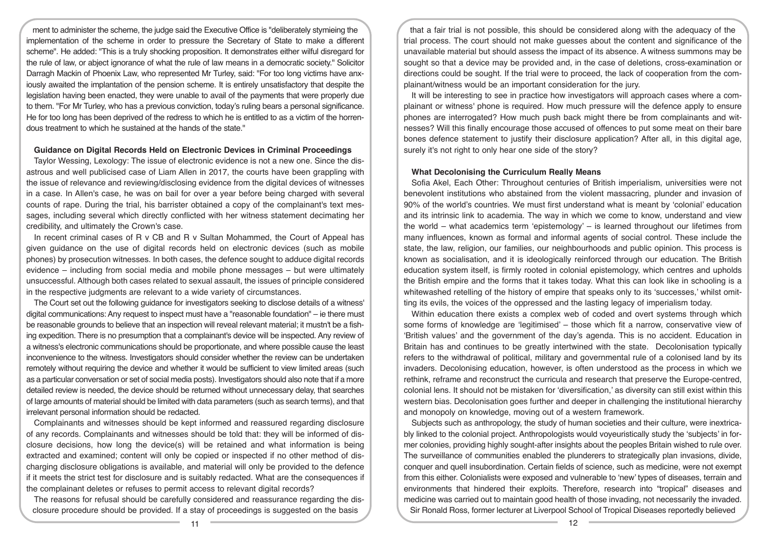ment to administer the scheme, the judge said the Executive Office is "deliberately stymieing the implementation of the scheme in order to pressure the Secretary of State to make a different scheme". He added: "This is a truly shocking proposition. It demonstrates either wilful disregard for the rule of law, or abject ignorance of what the rule of law means in a democratic society." Solicitor Darragh Mackin of Phoenix Law, who represented Mr Turley, said: "For too long victims have anxiously awaited the implantation of the pension scheme. It is entirely unsatisfactory that despite the legislation having been enacted, they were unable to avail of the payments that were properly due to them. "For Mr Turley, who has a previous conviction, today's ruling bears a personal significance. He for too long has been deprived of the redress to which he is entitled to as a victim of the horrendous treatment to which he sustained at the hands of the state."

### Guidance on Digital Records Held on Electronic Devices in Criminal Proceedings

Taylor Wessing, Lexology: The issue of electronic evidence is not a new one. Since the disastrous and well publicised case of Liam Allen in 2017, the courts have been grappling with the issue of relevance and reviewing/disclosing evidence from the digital devices of witnesses in a case. In Allen's case, he was on bail for over a year before being charged with several counts of rape. During the trial, his barrister obtained a copy of the complainant's text messages, including several which directly conflicted with her witness statement decimating her credibility, and ultimately the Crown's case.

In recent criminal cases of R v CB and R v Sultan Mohammed, the Court of Appeal has given guidance on the use of digital records held on electronic devices (such as mobile phones) by prosecution witnesses. In both cases, the defence sought to adduce digital records evidence – including from social media and mobile phone messages – but were ultimately unsuccessful. Although both cases related to sexual assault, the issues of principle considered in the respective judgments are relevant to a wide variety of circumstances.

The Court set out the following guidance for investigators seeking to disclose details of a witness' digital communications: Any request to inspect must have a "reasonable foundation" – ie there must be reasonable grounds to believe that an inspection will reveal relevant material; it mustn't be a fishing expedition. There is no presumption that a complainant's device will be inspected. Any review of a witness's electronic communications should be proportionate, and where possible cause the least inconvenience to the witness. Investigators should consider whether the review can be undertaken remotely without requiring the device and whether it would be sufficient to view limited areas (such as a particular conversation or set of social media posts). Investigators should also note that if a more detailed review is needed, the device should be returned without unnecessary delay, that searches of large amounts of material should be limited with data parameters (such as search terms), and that irrelevant personal information should be redacted.

Complainants and witnesses should be kept informed and reassured regarding disclosure of any records. Complainants and witnesses should be told that: they will be informed of disclosure decisions, how long the device(s) will be retained and what information is being extracted and examined; content will only be copied or inspected if no other method of discharging disclosure obligations is available, and material will only be provided to the defence if it meets the strict test for disclosure and is suitably redacted. What are the consequences if the complainant deletes or refuses to permit access to relevant digital records?

The reasons for refusal should be carefully considered and reassurance regarding the disclosure procedure should be provided. If a stay of proceedings is suggested on the basis that a fair trial is not possible, this should be considered along with the adequacy of the trial process. The court should not make guesses about the content and significance of the unavailable material but should assess the impact of its absence. A witness summons may be sought so that a device may be provided and, in the case of deletions, cross-examination or directions could be sought. If the trial were to proceed, the lack of cooperation from the complainant/witness would be an important consideration for the jury.

It will be interesting to see in practice how investigators will approach cases where a complainant or witness' phone is required. How much pressure will the defence apply to ensure phones are interrogated? How much push back might there be from complainants and witnesses? Will this finally encourage those accused of offences to put some meat on their bare bones defence statement to justify their disclosure application? After all, in this digital age, surely it's not right to only hear one side of the story?

### What Decolonising the Curriculum Really Means

Sofia Akel, Each Other: Throughout centuries of British imperialism, universities were not benevolent institutions who abstained from the violent massacring, plunder and invasion of 90% of the world's countries. We must first understand what is meant by 'colonial' education and its intrinsic link to academia. The way in which we come to know, understand and view the world – what academics term 'epistemology' – is learned throughout our lifetimes from many influences, known as formal and informal agents of social control. These include the state, the law, religion, our families, our neighbourhoods and public opinion. This process is known as socialisation, and it is ideologically reinforced through our education. The British education system itself, is firmly rooted in colonial epistemology, which centres and upholds the British empire and the forms that it takes today. What this can look like in schooling is a whitewashed retelling of the history of empire that speaks only to its 'successes,' whilst omitting its evils, the voices of the oppressed and the lasting legacy of imperialism today.

Within education there exists a complex web of coded and overt systems through which some forms of knowledge are 'legitimised' – those which fit a narrow, conservative view of 'British values' and the government of the day's agenda. This is no accident. Education in Britain has and continues to be greatly intertwined with the state. Decolonisation typically refers to the withdrawal of political, military and governmental rule of a colonised land by its invaders. Decolonising education, however, is often understood as the process in which we rethink, reframe and reconstruct the curricula and research that preserve the Europe-centred, colonial lens. It should not be mistaken for 'diversification,' as diversity can still exist within this western bias. Decolonisation goes further and deeper in challenging the institutional hierarchy and monopoly on knowledge, moving out of a western framework.

Subjects such as anthropology, the study of human societies and their culture, were inextricably linked to the colonial project. Anthropologists would voyeuristically study the 'subjects' in former colonies, providing highly sought-after insights about the peoples Britain wished to rule over. The surveillance of communities enabled the plunderers to strategically plan invasions, divide, conquer and quell insubordination. Certain fields of science, such as medicine, were not exempt from this either. Colonialists were exposed and vulnerable to 'new' types of diseases, terrain and environments that hindered their exploits. Therefore, research into "tropical" diseases and medicine was carried out to maintain good health of those invading, not necessarily the invaded. Sir Ronald Ross, former lecturer at Liverpool School of Tropical Diseases reportedly believed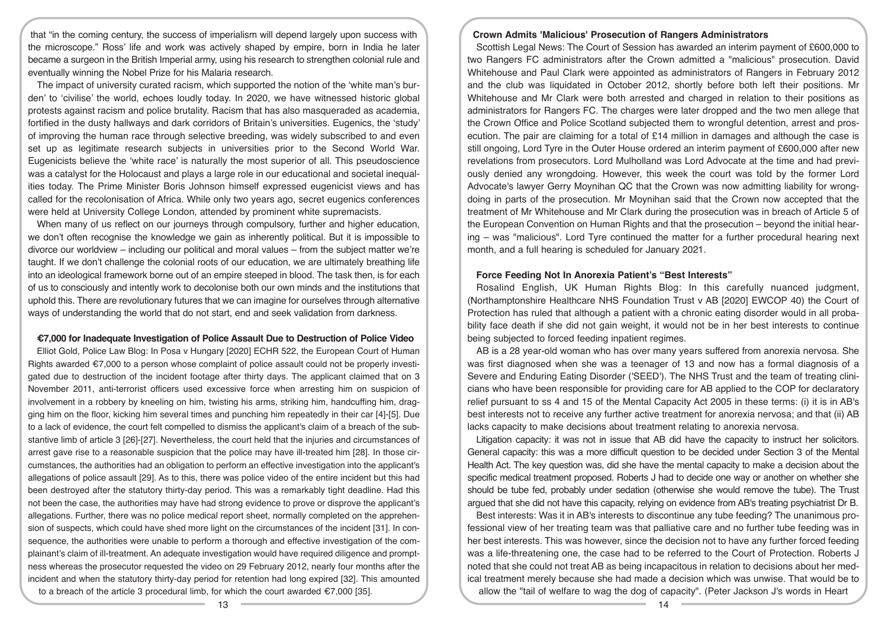that "in the coming century, the success of imperialism will depend largely upon success with the microscope." Ross' life and work was actively shaped by empire, born in India he later became a surgeon in the British Imperial army, using his research to strengthen colonial rule and eventually winning the Nobel Prize for his Malaria research.

The impact of university curated racism, which supported the notion of the 'white man's burden' to 'civilise' the world, echoes loudly today. In 2020, we have witnessed historic global protests against racism and police brutality. Racism that has also masqueraded as academia, fortified in the dusty hallways and dark corridors of Britain's universities. Eugenics, the 'study' of improving the human race through selective breeding, was widely subscribed to and even set up as legitimate research subjects in universities prior to the Second World War. Eugenicists believe the 'white race' is naturally the most superior of all. This pseudoscience was a catalyst for the Holocaust and plays a large role in our educational and societal inequalities today. The Prime Minister Boris Johnson himself expressed eugenicist views and has called for the recolonisation of Africa. While only two years ago, secret eugenics conferences were held at University College London, attended by prominent white supremacists.

When many of us reflect on our journeys through compulsory, further and higher education, we don't often recognise the knowledge we gain as inherently political. But it is impossible to divorce our worldview – including our political and moral values – from the subject matter we're taught. If we don't challenge the colonial roots of our education, we are ultimately breathing life into an ideological framework borne out of an empire steeped in blood. The task then, is for each of us to consciously and intently work to decolonise both our own minds and the institutions that uphold this. There are revolutionary futures that we can imagine for ourselves through alternative ways of understanding the world that do not start, end and seek validation from darkness.

### €7,000 for Inadequate Investigation of Police Assault Due to Destruction of Police Video

Elliot Gold, Police Law Blog: In Posa v Hungary [2020] ECHR 522, the European Court of Human Rights awarded €7,000 to a person whose complaint of police assault could not be properly investigated due to destruction of the incident footage after thirty days. The applicant claimed that on 3 November 2011, anti-terrorist officers used excessive force when arresting him on suspicion of involvement in a robbery by kneeling on him, twisting his arms, striking him, handcuffing him, dragging him on the floor, kicking him several times and punching him repeatedly in their car [4]-[5]. Due to a lack of evidence, the court felt compelled to dismiss the applicant's claim of a breach of the substantive limb of article 3 [26]-[27]. Nevertheless, the court held that the injuries and circumstances of arrest gave rise to a reasonable suspicion that the police may have ill-treated him [28]. In those circumstances, the authorities had an obligation to perform an effective investigation into the applicant's allegations of police assault [29]. As to this, there was police video of the entire incident but this had been destroyed after the statutory thirty-day period. This was a remarkably tight deadline. Had this not been the case, the authorities may have had strong evidence to prove or disprove the applicant's allegations. Further, there was no police medical report sheet, normally completed on the apprehension of suspects, which could have shed more light on the circumstances of the incident [31]. In consequence, the authorities were unable to perform a thorough and effective investigation of the complainant's claim of ill-treatment. An adequate investigation would have required diligence and promptness whereas the prosecutor requested the video on 29 February 2012, nearly four months after the incident and when the statutory thirty-day period for retention had long expired [32]. This amounted to a breach of the article 3 procedural limb, for which the court awarded €7,000 [35].

### Crown Admits 'Malicious' Prosecution of Rangers Administrators

Scottish Legal News: The Court of Session has awarded an interim payment of £600,000 to two Rangers FC administrators after the Crown admitted a "malicious" prosecution. David Whitehouse and Paul Clark were appointed as administrators of Rangers in February 2012 and the club was liquidated in October 2012, shortly before both left their positions. Mr Whitehouse and Mr Clark were both arrested and charged in relation to their positions as administrators for Rangers FC. The charges were later dropped and the two men allege that the Crown Office and Police Scotland subjected them to wrongful detention, arrest and prosecution. The pair are claiming for a total of £14 million in damages and although the case is still ongoing, Lord Tyre in the Outer House ordered an interim payment of £600,000 after new revelations from prosecutors. Lord Mulholland was Lord Advocate at the time and had previously denied any wrongdoing. However, this week the court was told by the former Lord Advocate's lawyer Gerry Moynihan QC that the Crown was now admitting liability for wrongdoing in parts of the prosecution. Mr Moynihan said that the Crown now accepted that the treatment of Mr Whitehouse and Mr Clark during the prosecution was in breach of Article 5 of the European Convention on Human Rights and that the prosecution – beyond the initial hearing – was "malicious". Lord Tyre continued the matter for a further procedural hearing next month, and a full hearing is scheduled for January 2021.

### Force Feeding Not In Anorexia Patient's "Best Interests"

Rosalind English, UK Human Rights Blog: In this carefully nuanced judgment, (Northamptonshire Healthcare NHS Foundation Trust v AB [2020] EWCOP 40) the Court of Protection has ruled that although a patient with a chronic eating disorder would in all probability face death if she did not gain weight, it would not be in her best interests to continue being subjected to forced feeding inpatient regimes.

AB is a 28 year-old woman who has over many years suffered from anorexia nervosa. She was first diagnosed when she was a teenager of 13 and now has a formal diagnosis of a Severe and Enduring Eating Disorder ('SEED'). The NHS Trust and the team of treating clinicians who have been responsible for providing care for AB applied to the COP for declaratory relief pursuant to ss 4 and 15 of the Mental Capacity Act 2005 in these terms: (i) it is in AB's best interests not to receive any further active treatment for anorexia nervosa; and that (ii) AB lacks capacity to make decisions about treatment relating to anorexia nervosa.

Litigation capacity: it was not in issue that AB did have the capacity to instruct her solicitors. General capacity: this was a more difficult question to be decided under Section 3 of the Mental Health Act. The key question was, did she have the mental capacity to make a decision about the specific medical treatment proposed. Roberts J had to decide one way or another on whether she should be tube fed, probably under sedation (otherwise she would remove the tube). The Trust argued that she did not have this capacity, relying on evidence from AB's treating psychiatrist Dr B.

Best interests: Was it in AB's interests to discontinue any tube feeding? The unanimous professional view of her treating team was that palliative care and no further tube feeding was in her best interests. This was however, since the decision not to have any further forced feeding was a life-threatening one, the case had to be referred to the Court of Protection. Roberts J noted that she could not treat AB as being incapacitous in relation to decisions about her medical treatment merely because she had made a decision which was unwise. That would be to allow the "tail of welfare to wag the dog of capacity". (Peter Jackson J's words in Heart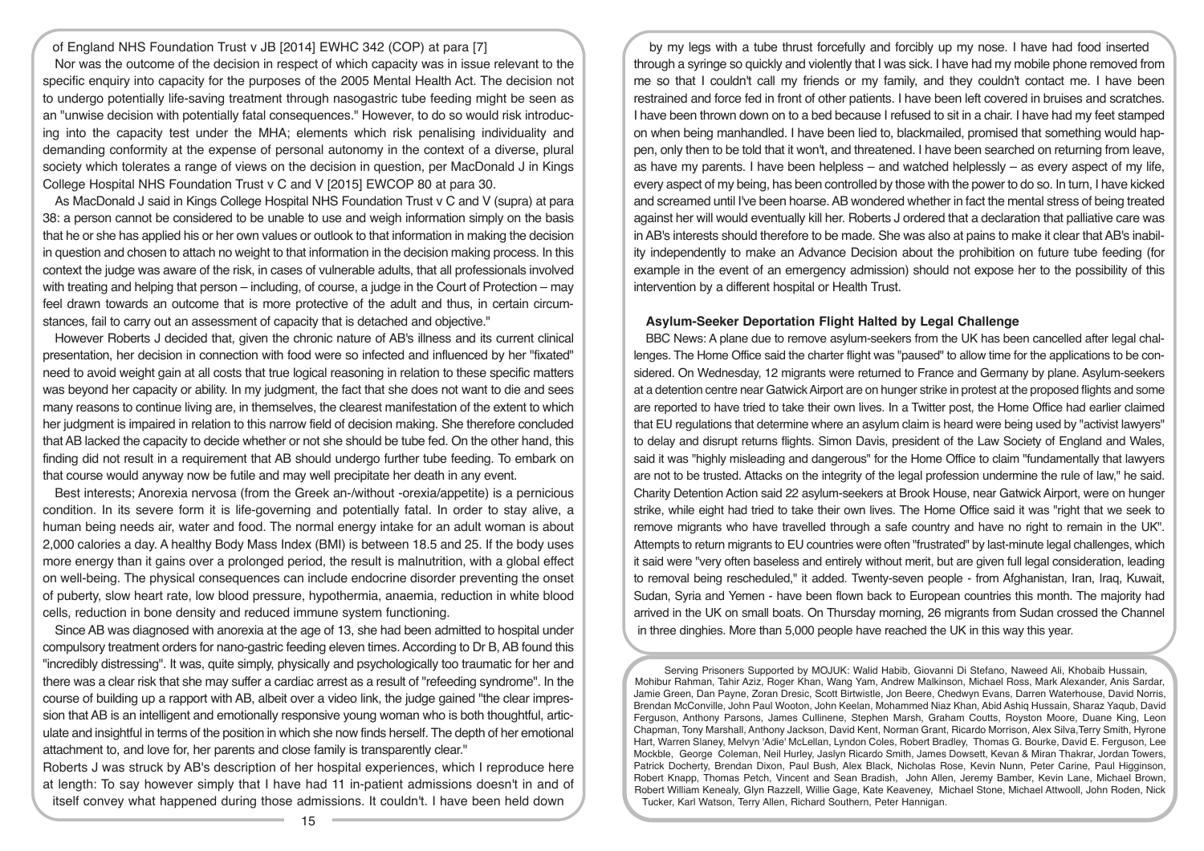of England NHS Foundation Trust v JB [2014] EWHC 342 (COP) at para [7]

Nor was the outcome of the decision in respect of which capacity was in issue relevant to the specific enquiry into capacity for the purposes of the 2005 Mental Health Act. The decision not to undergo potentially life-saving treatment through nasogastric tube feeding might be seen as an "unwise decision with potentially fatal consequences." However, to do so would risk introducing into the capacity test under the MHA; elements which risk penalising individuality and demanding conformity at the expense of personal autonomy in the context of a diverse, plural society which tolerates a range of views on the decision in question, per MacDonald J in Kings College Hospital NHS Foundation Trust v C and V [2015] EWCOP 80 at para 30.

As MacDonald J said in Kings College Hospital NHS Foundation Trust v C and V (supra) at para 38: a person cannot be considered to be unable to use and weigh information simply on the basis that he or she has applied his or her own values or outlook to that information in making the decision in question and chosen to attach no weight to that information in the decision making process. In this context the judge was aware of the risk, in cases of vulnerable adults, that all professionals involved with treating and helping that person – including, of course, a judge in the Court of Protection – may feel drawn towards an outcome that is more protective of the adult and thus, in certain circumstances, fail to carry out an assessment of capacity that is detached and objective."

However Roberts J decided that, given the chronic nature of AB's illness and its current clinical presentation, her decision in connection with food were so infected and influenced by her "fixated" need to avoid weight gain at all costs that true logical reasoning in relation to these specific matters was beyond her capacity or ability. In my judgment, the fact that she does not want to die and sees many reasons to continue living are, in themselves, the clearest manifestation of the extent to which her judgment is impaired in relation to this narrow field of decision making. She therefore concluded that AB lacked the capacity to decide whether or not she should be tube fed. On the other hand, this finding did not result in a requirement that AB should undergo further tube feeding. To embark on that course would anyway now be futile and may well precipitate her death in any event.

Best interests; Anorexia nervosa (from the Greek an-/without -orexia/appetite) is a pernicious condition. In its severe form it is life-governing and potentially fatal. In order to stay alive, a human being needs air, water and food. The normal energy intake for an adult woman is about 2,000 calories a day. A healthy Body Mass Index (BMI) is between 18.5 and 25. If the body uses more energy than it gains over a prolonged period, the result is malnutrition, with a global effect on well-being. The physical consequences can include endocrine disorder preventing the onset of puberty, slow heart rate, low blood pressure, hypothermia, anaemia, reduction in white blood cells, reduction in bone density and reduced immune system functioning.

Since AB was diagnosed with anorexia at the age of 13, she had been admitted to hospital under compulsory treatment orders for nano-gastric feeding eleven times. According to Dr B, AB found this "incredibly distressing". It was, quite simply, physically and psychologically too traumatic for her and there was a clear risk that she may suffer a cardiac arrest as a result of "refeeding syndrome". In the course of building up a rapport with AB, albeit over a video link, the judge gained "the clear impression that AB is an intelligent and emotionally responsive young woman who is both thoughtful, articulate and insightful in terms of the position in which she now finds herself. The depth of her emotional attachment to, and love for, her parents and close family is transparently clear."

Roberts J was struck by AB's description of her hospital experiences, which I reproduce here at length: To say however simply that I have had 11 in-patient admissions doesn't in and of itself convey what happened during those admissions. It couldn't. I have been held down by my legs with a tube thrust forcefully and forcibly up my nose. I have had food inserted through a syringe so quickly and violently that I was sick. I have had my mobile phone removed from me so that I couldn't call my friends or my family, and they couldn't contact me. I have been restrained and force fed in front of other patients. I have been left covered in bruises and scratches. I have been thrown down on to a bed because I refused to sit in a chair. I have had my feet stamped on when being manhandled. I have been lied to, blackmailed, promised that something would happen, only then to be told that it won't, and threatened. I have been searched on returning from leave, as have my parents. I have been helpless – and watched helplessly – as every aspect of my life, every aspect of my being, has been controlled by those with the power to do so. In turn, I have kicked and screamed until I've been hoarse. AB wondered whether in fact the mental stress of being treated against her will would eventually kill her. Roberts J ordered that a declaration that palliative care was in AB's interests should therefore to be made. She was also at pains to make it clear that AB's inability independently to make an Advance Decision about the prohibition on future tube feeding (for example in the event of an emergency admission) should not expose her to the possibility of this intervention by a different hospital or Health Trust.

## Asylum-Seeker Deportation Flight Halted by Legal Challenge

BBC News: A plane due to remove asylum-seekers from the UK has been cancelled after legal challenges. The Home Office said the charter flight was "paused" to allow time for the applications to be considered. On Wednesday, 12 migrants were returned to France and Germany by plane. Asylum-seekers at a detention centre near Gatwick Airport are on hunger strike in protest at the proposed flights and some are reported to have tried to take their own lives. In a Twitter post, the Home Office had earlier claimed that EU regulations that determine where an asylum claim is heard were being used by "activist lawyers" to delay and disrupt returns flights. Simon Davis, president of the Law Society of England and Wales, said it was "highly misleading and dangerous" for the Home Office to claim "fundamentally that lawyers are not to be trusted. Attacks on the integrity of the legal profession undermine the rule of law," he said. Charity Detention Action said 22 asylum-seekers at Brook House, near Gatwick Airport, were on hunger strike, while eight had tried to take their own lives. The Home Office said it was "right that we seek to remove migrants who have travelled through a safe country and have no right to remain in the UK". Attempts to return migrants to EU countries were often "frustrated" by last-minute legal challenges, which it said were "very often baseless and entirely without merit, but are given full legal consideration, leading to removal being rescheduled," it added. Twenty-seven people - from Afghanistan, Iran, Iraq, Kuwait, Sudan, Syria and Yemen - have been flown back to European countries this month. The majority had arrived in the UK on small boats. On Thursday morning, 26 migrants from Sudan crossed the Channel in three dinghies. More than 5,000 people have reached the UK in this way this year.

Serving Prisoners Supported by MOJUK: Walid Habib, Giovanni Di Stefano, Naweed Ali, Khobaib Hussain, Mohibur Rahman, Tahir Aziz, Roger Khan, Wang Yam, Andrew Malkinson, Michael Ross, Mark Alexander, Anis Sardar, Jamie Green, Dan Payne, Zoran Dresic, Scott Birtwistle, Jon Beere, Chedwyn Evans, Darren Waterhouse, David Norris, Brendan McConville, John Paul Wooton, John Keelan, Mohammed Niaz Khan, Abid Ashiq Hussain, Sharaz Yaqub, David Ferguson, Anthony Parsons, James Cullinene, Stephen Marsh, Graham Coutts, Royston Moore, Duane King, Leon Chapman, Tony Marshall, Anthony Jackson, David Kent, Norman Grant, Ricardo Morrison, Alex Silva,Terry Smith, Hyrone Hart, Warren Slaney, Melvyn 'Adie' McLellan, Lyndon Coles, Robert Bradley, Thomas G. Bourke, David E. Ferguson, Lee Mockble, George Coleman, Neil Hurley, Jaslyn Ricardo Smith, James Dowsett, Kevan & Miran Thakrar, Jordan Towers, Patrick Docherty, Brendan Dixon, Paul Bush, Alex Black, Nicholas Rose, Kevin Nunn, Peter Carine, Paul Higginson, Robert Knapp, Thomas Petch, Vincent and Sean Bradish, John Allen, Jeremy Bamber, Kevin Lane, Michael Brown, Robert William Kenealy, Glyn Razzell, Willie Gage, Kate Keaveney, Michael Stone, Michael Attwooll, John Roden, Nick Tucker, Karl Watson, Terry Allen, Richard Southern, Peter Hannigan.